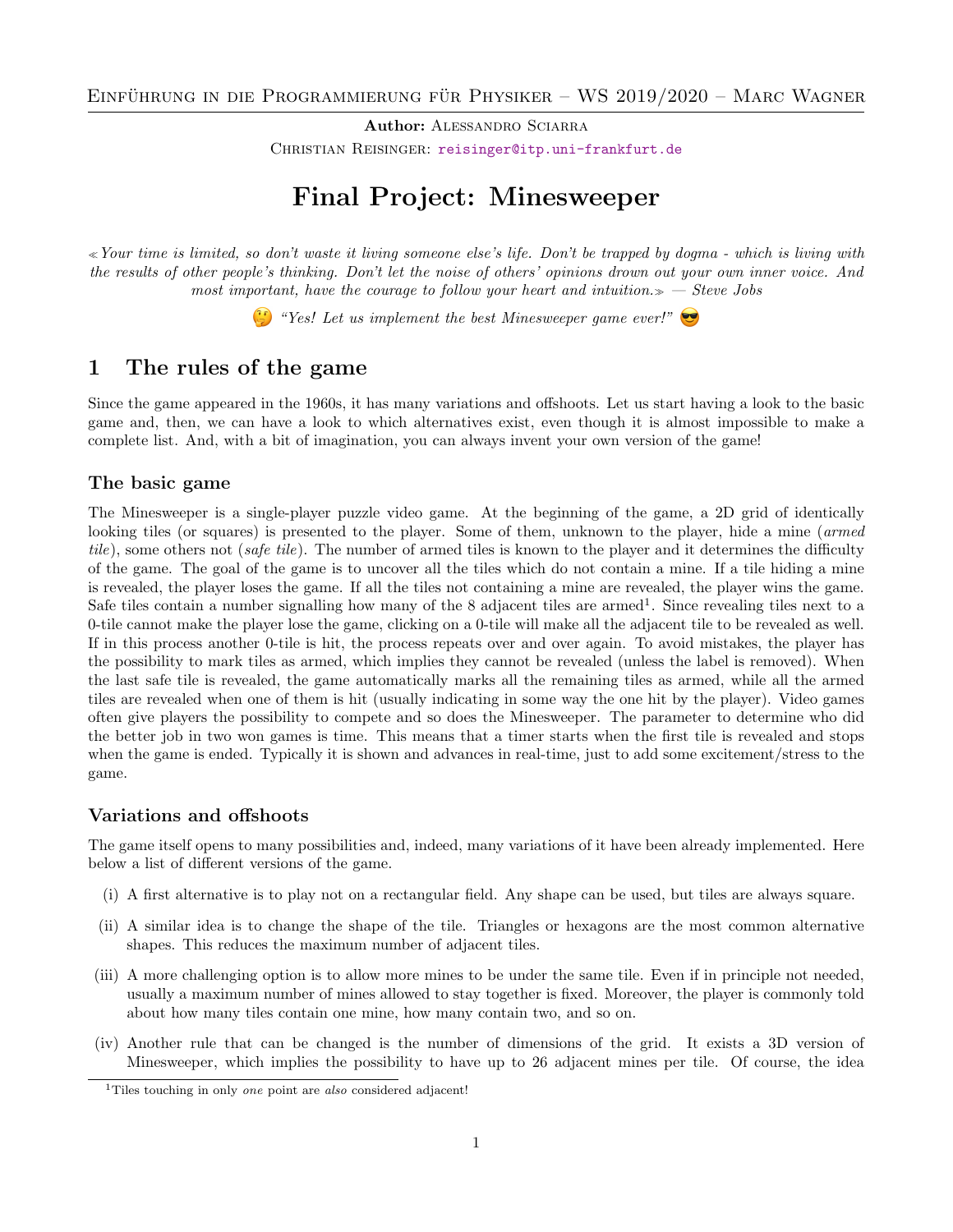Einführung in die Programmierung für Physiker – WS 2019/2020 – Marc Wagner

**Author:** Alessandro Sciarra

Christian Reisinger: reisinger@itp.uni-frankfurt.de

# Final Project: Minesweeper

*≪Your time is limited, so don't waste it living someone else's life. Don't be trapped by dogma - which is living with the results of other people's thinking. Don't let the noise of others' opinions drown out your own inner voice. And most important, have the courage to follow your heart and intuition.≫ — Steve Jobs*

🤔 *"Yes! Let us implement the best Minesweeper game ever!"* 😎

## 1 The rules of the game

Since the game appeared in the 1960s, it has many variations and offshoots. Let us start having a look to the basic game and, then, we can have a look to which alternatives exist, even though it is almost impossible to make a complete list. And, with a bit of imagination, you can always invent your own version of the game!

### The basic game

The Minesweeper is a single-player puzzle video game. At the beginning of the game, a 2D grid of identically looking tiles (or squares) is presented to the player. Some of them, unknown to the player, hide a mine (*armed tile*), some others not (*safe tile*). The number of armed tiles is known to the player and it determines the difficulty of the game. The goal of the game is to uncover all the tiles which do not contain a mine. If a tile hiding a mine is revealed, the player loses the game. If all the tiles not containing a mine are revealed, the player wins the game. Safe tiles contain a number signalling how many of the 8 adjacent tiles are armed[1]. Since revealing tiles next to a 0-tile cannot make the player lose the game, clicking on a 0-tile will make all the adjacent tile to be revealed as well. If in this process another 0-tile is hit, the process repeats over and over again. To avoid mistakes, the player has the possibility to mark tiles as armed, which implies they cannot be revealed (unless the label is removed). When the last safe tile is revealed, the game automatically marks all the remaining tiles as armed, while all the armed tiles are revealed when one of them is hit (usually indicating in some way the one hit by the player). Video games often give players the possibility to compete and so does the Minesweeper. The parameter to determine who did the better job in two won games is time. This means that a timer starts when the first tile is revealed and stops when the game is ended. Typically it is shown and advances in real-time, just to add some excitement/stress to the game.

### Variations and offshoots

The game itself opens to many possibilities and, indeed, many variations of it have been already implemented. Here below a list of different versions of the game.

(i) A first alternative is to play not on a rectangular field. Any shape can be used, but tiles are always square.

(ii) A similar idea is to change the shape of the tile. Triangles or hexagons are the most common alternative shapes. This reduces the maximum number of adjacent tiles.

(iii) A more challenging option is to allow more mines to be under the same tile. Even if in principle not needed, usually a maximum number of mines allowed to stay together is fixed. Moreover, the player is commonly told about how many tiles contain one mine, how many contain two, and so on.

(iv) Another rule that can be changed is the number of dimensions of the grid. It exists a 3D version of Minesweeper, which implies the possibility to have up to 26 adjacent mines per tile. Of course, the idea

[1] Tiles touching in only *one* point are *also* considered adjacent!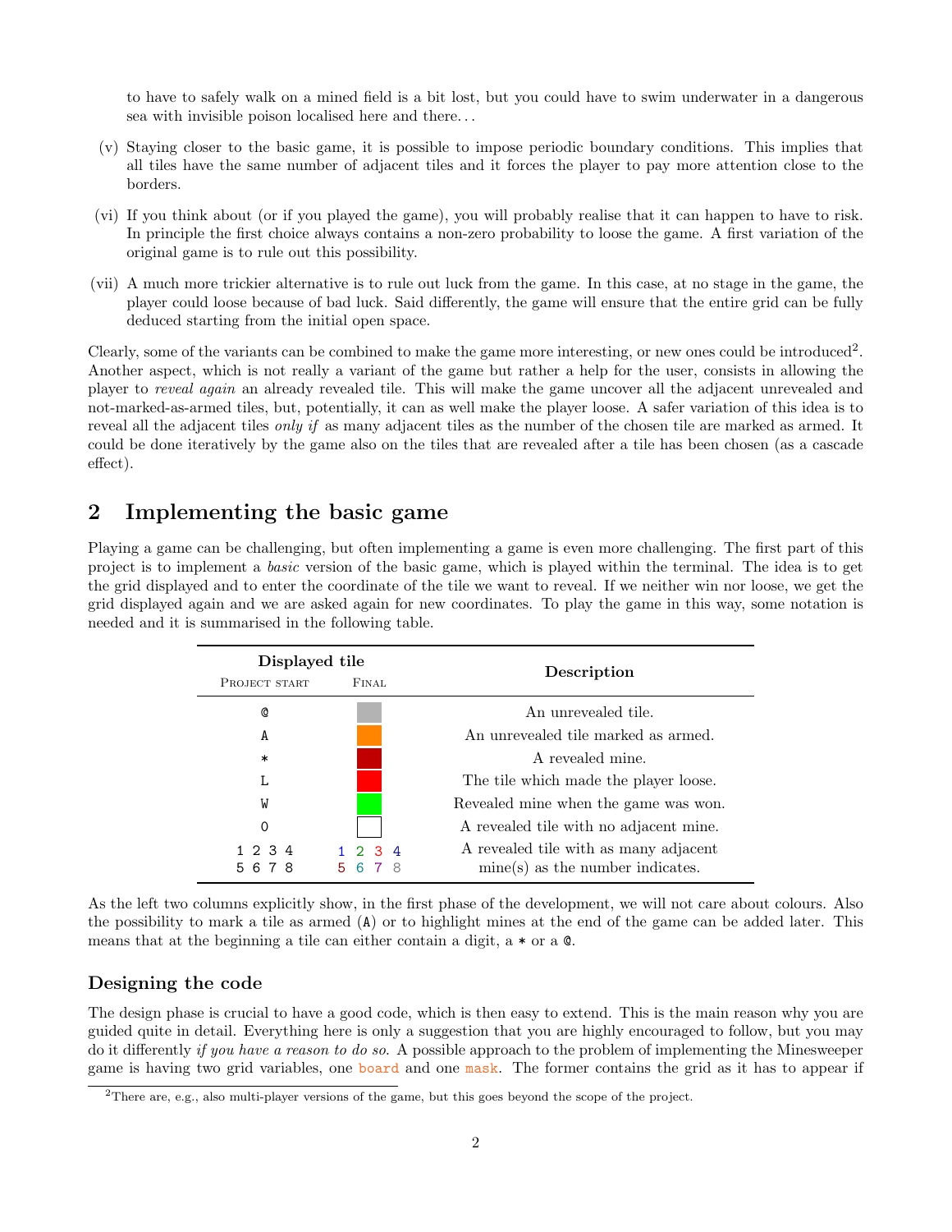to have to safely walk on a mined field is a bit lost, but you could have to swim underwater in a dangerous sea with invisible poison localised here and there...

(v) Staying closer to the basic game, it is possible to impose periodic boundary conditions. This implies that all tiles have the same number of adjacent tiles and it forces the player to pay more attention close to the borders.

(vi) If you think about (or if you played the game), you will probably realise that it can happen to have to risk. In principle the first choice always contains a non-zero probability to loose the game. A first variation of the original game is to rule out this possibility.

(vii) A much more trickier alternative is to rule out luck from the game. In this case, at no stage in the game, the player could loose because of bad luck. Said differently, the game will ensure that the entire grid can be fully deduced starting from the initial open space.

Clearly, some of the variants can be combined to make the game more interesting, or new ones could be introduced[2]. Another aspect, which is not really a variant of the game but rather a help for the user, consists in allowing the player to *reveal again* an already revealed tile. This will make the game uncover all the adjacent unrevealed and not-marked-as-armed tiles, but, potentially, it can as well make the player loose. A safer variation of this idea is to reveal all the adjacent tiles *only if* as many adjacent tiles as the number of the chosen tile are marked as armed. It could be done iteratively by the game also on the tiles that are revealed after a tile has been chosen (as a cascade effect).

## 2 Implementing the basic game

Playing a game can be challenging, but often implementing a game is even more challenging. The first part of this project is to implement a *basic* version of the basic game, which is played within the terminal. The idea is to get the grid displayed and to enter the coordinate of the tile we want to reveal. If we neither win nor loose, we get the grid displayed again and we are asked again for new coordinates. To play the game in this way, some notation is needed and it is summarised in the following table.

| Displayed tile | | Description |
|---|---|---|
| Project start | Final | |
| `@` | (grey) | An unrevealed tile. |
| `A` | (orange) | An unrevealed tile marked as armed. |
| `*` | (dark red) | A revealed mine. |
| `L` | (red) | The tile which made the player loose. |
| `W` | (green) | Revealed mine when the game was won. |
| `0` | (white) | A revealed tile with no adjacent mine. |
| `1 2 3 4` `5 6 7 8` | 1 2 3 4 5 6 7 8 (coloured) | A revealed tile with as many adjacent mine(s) as the number indicates. |

As the left two columns explicitly show, in the first phase of the development, we will not care about colours. Also the possibility to mark a tile as armed (`A`) or to highlight mines at the end of the game can be added later. This means that at the beginning a tile can either contain a digit, a `*` or a `@`.

### Designing the code

The design phase is crucial to have a good code, which is then easy to extend. This is the main reason why you are guided quite in detail. Everything here is only a suggestion that you are highly encouraged to follow, but you may do it differently *if you have a reason to do so*. A possible approach to the problem of implementing the Minesweeper game is having two grid variables, one `board` and one `mask`. The former contains the grid as it has to appear if

[2] There are, e.g., also multi-player versions of the game, but this goes beyond the scope of the project.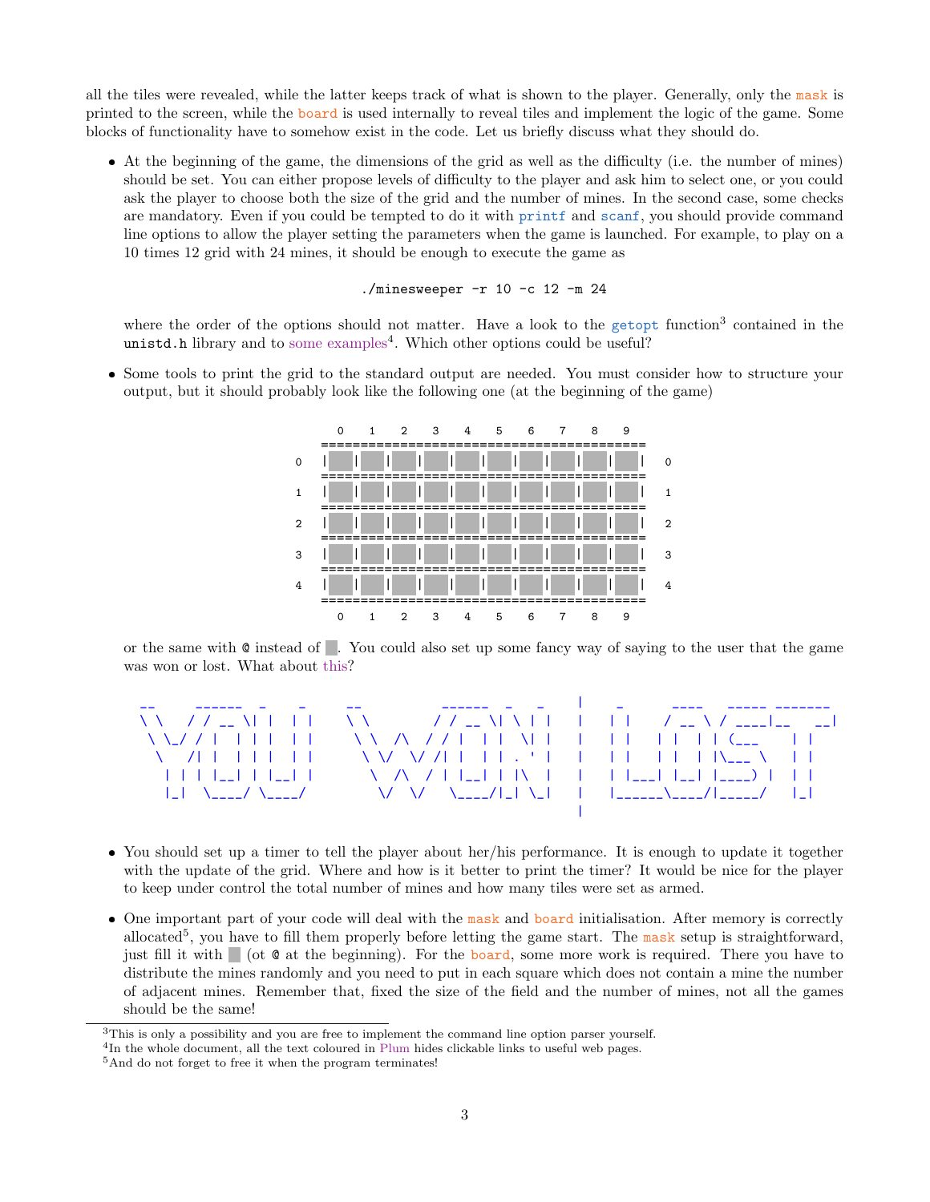all the tiles were revealed, while the latter keeps track of what is shown to the player. Generally, only the `mask` is printed to the screen, while the `board` is used internally to reveal tiles and implement the logic of the game. Some blocks of functionality have to somehow exist in the code. Let us briefly discuss what they should do.

- At the beginning of the game, the dimensions of the grid as well as the difficulty (i.e. the number of mines) should be set. You can either propose levels of difficulty to the player and ask him to select one, or you could ask the player to choose both the size of the grid and the number of mines. In the second case, some checks are mandatory. Even if you could be tempted to do it with `printf` and `scanf`, you should provide command line options to allow the player setting the parameters when the game is launched. For example, to play on a 10 times 12 grid with 24 mines, it should be enough to execute the game as

  ```
  ./minesweeper -r 10 -c 12 -m 24
  ```

  where the order of the options should not matter. Have a look to the `getopt` function[3] contained in the `unistd.h` library and to some examples[4]. Which other options could be useful?

- Some tools to print the grid to the standard output are needed. You must consider how to structure your output, but it should probably look like the following one (at the beginning of the game)

  ```
        0   1   2   3   4   5   6   7   8   9
      =========================================
    0 | █ | █ | █ | █ | █ | █ | █ | █ | █ | █ |  0
      =========================================
    1 | █ | █ | █ | █ | █ | █ | █ | █ | █ | █ |  1
      =========================================
    2 | █ | █ | █ | █ | █ | █ | █ | █ | █ | █ |  2
      =========================================
    3 | █ | █ | █ | █ | █ | █ | █ | █ | █ | █ |  3
      =========================================
    4 | █ | █ | █ | █ | █ | █ | █ | █ | █ | █ |  4
      =========================================
        0   1   2   3   4   5   6   7   8   9
  ```

  or the same with `@` instead of █. You could also set up some fancy way of saying to the user that the game was won or lost. What about this?

  ```
                                                     |
  __     ______  _    _  __          ______  _   _   |   _      ____   _____ _______
  \ \   / / __ \| |  | | \ \        / / __ \| \ | |  |  | |    / __ \ / ____|__   __|
   \ \_/ / |  | | |  | |  \ \  /\  / / |  | |  \| |  |  | |   | |  | | (___    | |
    \   /| |  | | |  | |   \ \/  \/ /| |  | | . ` |  |  | |   | |  | |\___ \   | |
     | | | |__| | |__| |    \  /\  / | |__| | |\  |  |  | |___| |__| |____) |  | |
     |_|  \____/ \____/      \/  \/   \____/|_| \_|  |  |______\____/|_____/   |_|
                                                     |
  ```

- You should set up a timer to tell the player about her/his performance. It is enough to update it together with the update of the grid. Where and how is it better to print the timer? It would be nice for the player to keep under control the total number of mines and how many tiles were set as armed.

- One important part of your code will deal with the `mask` and `board` initialisation. After memory is correctly allocated[5], you have to fill them properly before letting the game start. The `mask` setup is straightforward, just fill it with █ (ot `@` at the beginning). For the `board`, some more work is required. There you have to distribute the mines randomly and you need to put in each square which does not contain a mine the number of adjacent mines. Remember that, fixed the size of the field and the number of mines, not all the games should be the same!

---

[3] This is only a possibility and you are free to implement the command line option parser yourself.

[4] In the whole document, all the text coloured in Plum hides clickable links to useful web pages.

[5] And do not forget to free it when the program terminates!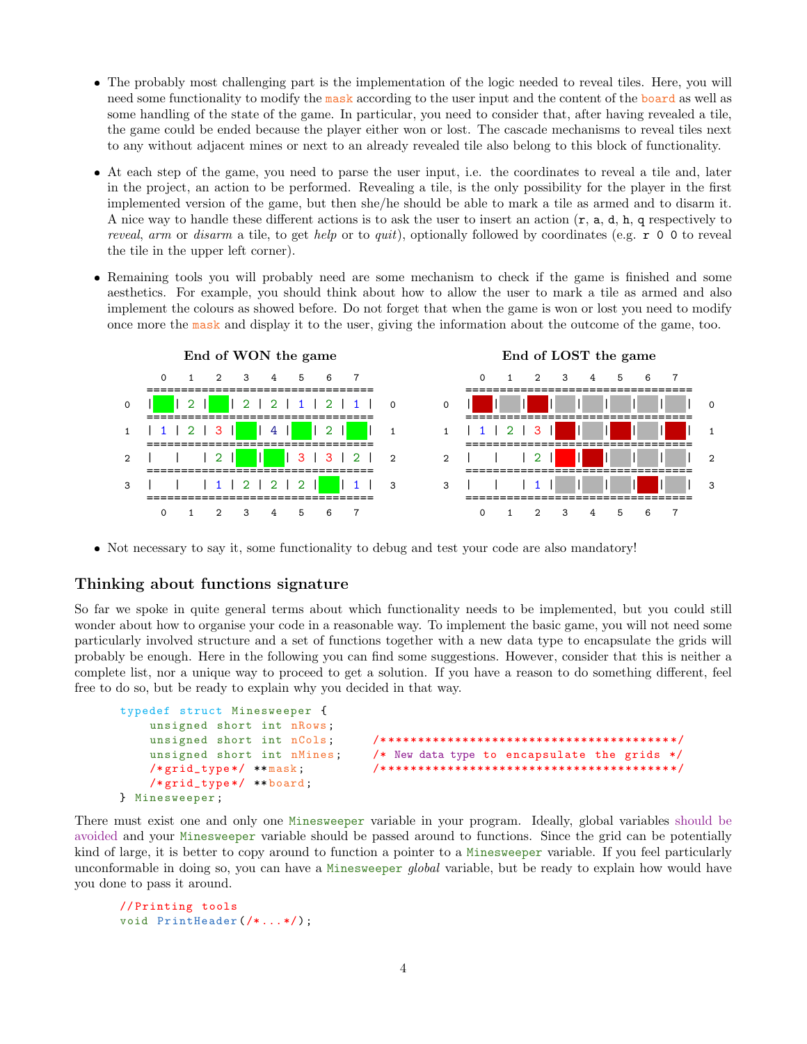- The probably most challenging part is the implementation of the logic needed to reveal tiles. Here, you will need some functionality to modify the `mask` according to the user input and the content of the `board` as well as some handling of the state of the game. In particular, you need to consider that, after having revealed a tile, the game could be ended because the player either won or lost. The cascade mechanisms to reveal tiles next to any without adjacent mines or next to an already revealed tile also belong to this block of functionality.

- At each step of the game, you need to parse the user input, i.e. the coordinates to reveal a tile and, later in the project, an action to be performed. Revealing a tile, is the only possibility for the player in the first implemented version of the game, but then she/he should be able to mark a tile as armed and to disarm it. A nice way to handle these different actions is to ask the user to insert an action (`r`, `a`, `d`, `h`, `q` respectively to *reveal*, *arm* or *disarm* a tile, to get *help* or to *quit*), optionally followed by coordinates (e.g. `r 0 0` to reveal the tile in the upper left corner).

- Remaining tools you will probably need are some mechanism to check if the game is finished and some aesthetics. For example, you should think about how to allow the user to mark a tile as armed and also implement the colours as showed before. Do not forget that when the game is won or lost you need to modify once more the `mask` and display it to the user, giving the information about the outcome of the game, too.

**End of WON the game**

```
      0   1   2   3   4   5   6   7
    =================================
0   |   | 2 |   | 2 | 2 | 1 | 2 | 1 |   0
    =================================
1   | 1 | 2 | 3 |   | 4 |   | 2 |   |   1
    =================================
2   |   |   | 2 |   |   | 3 | 3 | 2 |   2
    =================================
3   |   |   | 1 | 2 | 2 | 2 |   | 1 |   3
    =================================
      0   1   2   3   4   5   6   7
```

**End of LOST the game**

```
      0   1   2   3   4   5   6   7
    =================================
0   |   |   |   |   |   |   |   |   |   0
    =================================
1   | 1 | 2 | 3 |   |   |   |   |   |   1
    =================================
2   |   |   | 2 |   |   |   |   |   |   2
    =================================
3   |   |   | 1 |   |   |   |   |   |   3
    =================================
      0   1   2   3   4   5   6   7
```

- Not necessary to say it, some functionality to debug and test your code are also mandatory!

## Thinking about functions signature

So far we spoke in quite general terms about which functionality needs to be implemented, but you could still wonder about how to organise your code in a reasonable way. To implement the basic game, you will not need some particularly involved structure and a set of functions together with a new data type to encapsulate the grids will probably be enough. Here in the following you can find some suggestions. However, consider that this is neither a complete list, nor a unique way to proceed to get a solution. If you have a reason to do something different, feel free to do so, but be ready to explain why you decided in that way.

```
typedef struct Minesweeper {
    unsigned short int nRows;
    unsigned short int nCols;       /****************************************/
    unsigned short int nMines;      /* New data type to encapsulate the grids */
    /*grid_type*/ **mask;           /****************************************/
    /*grid_type*/ **board;
} Minesweeper;
```

There must exist one and only one `Minesweeper` variable in your program. Ideally, global variables should be avoided and your `Minesweeper` variable should be passed around to functions. Since the grid can be potentially kind of large, it is better to copy around to function a pointer to a `Minesweeper` variable. If you feel particularly unconformable in doing so, you can have a `Minesweeper` *global* variable, but be ready to explain how would have you done to pass it around.

```
//Printing tools
void PrintHeader(/*...*/);
```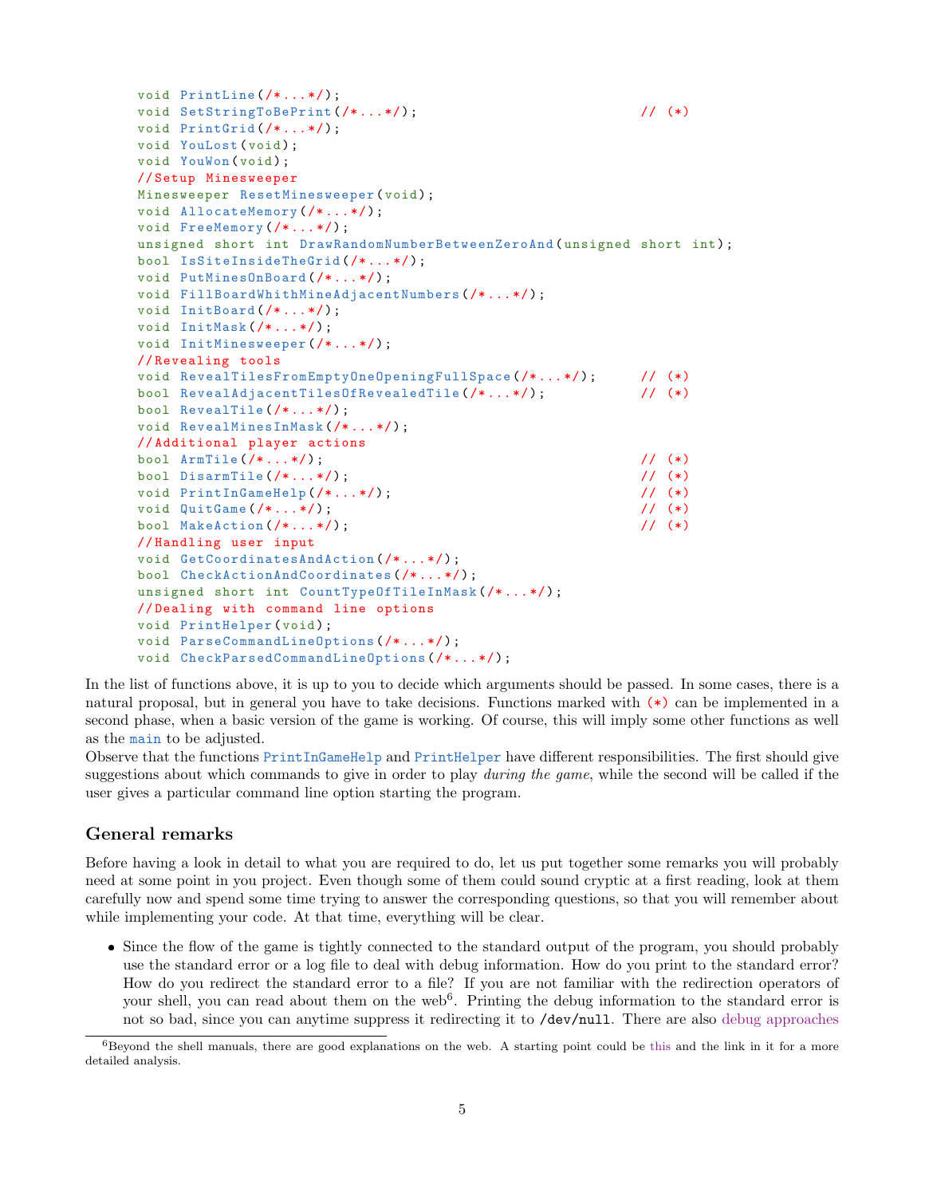```
void PrintLine(/*...*/);
void SetStringToBePrint(/*...*/);                         // (*)
void PrintGrid(/*...*/);
void YouLost(void);
void YouWon(void);
//Setup Minesweeper
Minesweeper ResetMinesweeper(void);
void AllocateMemory(/*...*/);
void FreeMemory(/*...*/);
unsigned short int DrawRandomNumberBetweenZeroAnd(unsigned short int);
bool IsSiteInsideTheGrid(/*...*/);
void PutMinesOnBoard(/*...*/);
void FillBoardWhithMineAdjacentNumbers(/*...*/);
void InitBoard(/*...*/);
void InitMask(/*...*/);
void InitMinesweeper(/*...*/);
//Revealing tools
void RevealTilesFromEmptyOneOpeningFullSpace(/*...*/);      // (*)
bool RevealAdjacentTilesOfRevealedTile(/*...*/);            // (*)
bool RevealTile(/*...*/);
void RevealMinesInMask(/*...*/);
//Additional player actions
bool ArmTile(/*...*/);                                    // (*)
bool DisarmTile(/*...*/);                                 // (*)
void PrintInGameHelp(/*...*/);                            // (*)
void QuitGame(/*...*/);                                   // (*)
bool MakeAction(/*...*/);                                 // (*)
//Handling user input
void GetCoordinatesAndAction(/*...*/);
bool CheckActionAndCoordinates(/*...*/);
unsigned short int CountTypeOfTileInMask(/*...*/);
//Dealing with command line options
void PrintHelper(void);
void ParseCommandLineOptions(/*...*/);
void CheckParsedCommandLineOptions(/*...*/);
```

In the list of functions above, it is up to you to decide which arguments should be passed. In some cases, there is a natural proposal, but in general you have to take decisions. Functions marked with (*) can be implemented in a second phase, when a basic version of the game is working. Of course, this will imply some other functions as well as the `main` to be adjusted.
Observe that the functions `PrintInGameHelp` and `PrintHelper` have different responsibilities. The first should give suggestions about which commands to give in order to play *during the game*, while the second will be called if the user gives a particular command line option starting the program.

## General remarks

Before having a look in detail to what you are required to do, let us put together some remarks you will probably need at some point in you project. Even though some of them could sound cryptic at a first reading, look at them carefully now and spend some time trying to answer the corresponding questions, so that you will remember about while implementing your code. At that time, everything will be clear.

- Since the flow of the game is tightly connected to the standard output of the program, you should probably use the standard error or a log file to deal with debug information. How do you print to the standard error? How do you redirect the standard error to a file? If you are not familiar with the redirection operators of your shell, you can read about them on the web[6]. Printing the debug information to the standard error is not so bad, since you can anytime suppress it redirecting it to /dev/null. There are also debug approaches

[6]Beyond the shell manuals, there are good explanations on the web. A starting point could be this and the link in it for a more detailed analysis.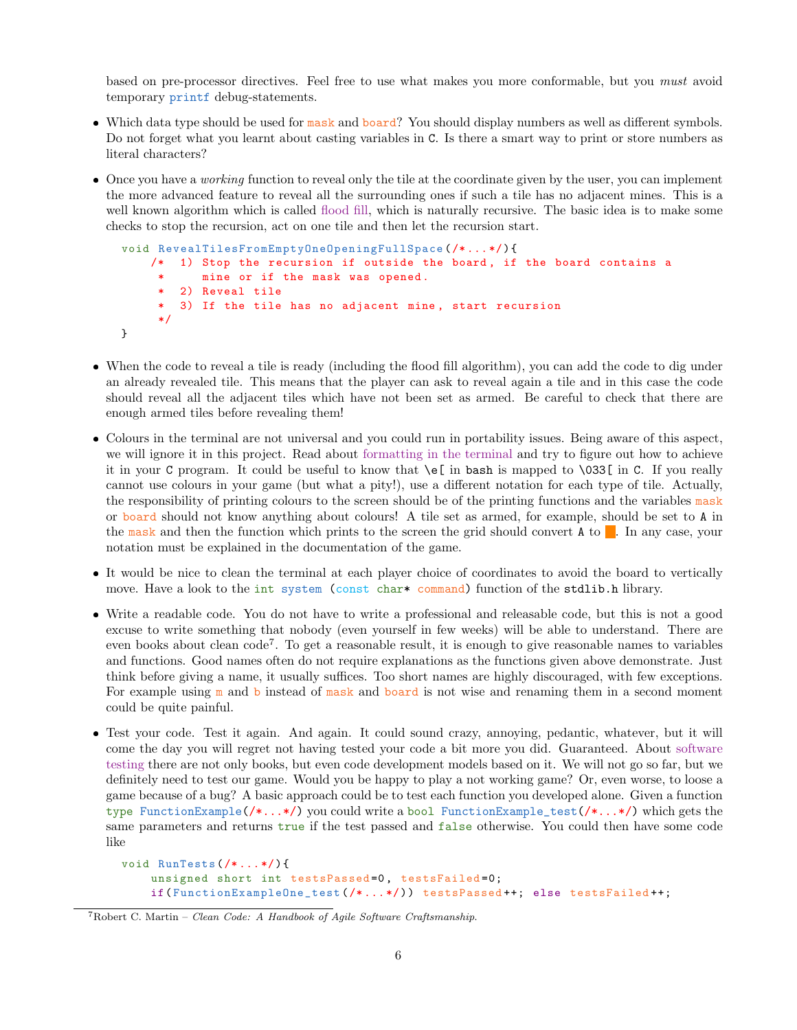based on pre-processor directives. Feel free to use what makes you more conformable, but you *must* avoid temporary printf debug-statements.

- Which data type should be used for mask and board? You should display numbers as well as different symbols. Do not forget what you learnt about casting variables in C. Is there a smart way to print or store numbers as literal characters?

- Once you have a *working* function to reveal only the tile at the coordinate given by the user, you can implement the more advanced feature to reveal all the surrounding ones if such a tile has no adjacent mines. This is a well known algorithm which is called flood fill, which is naturally recursive. The basic idea is to make some checks to stop the recursion, act on one tile and then let the recursion start.

```
void RevealTilesFromEmptyOneOpeningFullSpace(/*...*/){
    /*  1) Stop the recursion if outside the board, if the board contains a
     *     mine or if the mask was opened.
     *  2) Reveal tile
     *  3) If the tile has no adjacent mine, start recursion
     */
}
```

- When the code to reveal a tile is ready (including the flood fill algorithm), you can add the code to dig under an already revealed tile. This means that the player can ask to reveal again a tile and in this case the code should reveal all the adjacent tiles which have not been set as armed. Be careful to check that there are enough armed tiles before revealing them!

- Colours in the terminal are not universal and you could run in portability issues. Being aware of this aspect, we will ignore it in this project. Read about formatting in the terminal and try to figure out how to achieve it in your C program. It could be useful to know that \e[ in bash is mapped to \033[ in C. If you really cannot use colours in your game (but what a pity!), use a different notation for each type of tile. Actually, the responsibility of printing colours to the screen should be of the printing functions and the variables mask or board should not know anything about colours! A tile set as armed, for example, should be set to A in the mask and then the function which prints to the screen the grid should convert A to ■. In any case, your notation must be explained in the documentation of the game.

- It would be nice to clean the terminal at each player choice of coordinates to avoid the board to vertically move. Have a look to the int system (const char* command) function of the stdlib.h library.

- Write a readable code. You do not have to write a professional and releasable code, but this is not a good excuse to write something that nobody (even yourself in few weeks) will be able to understand. There are even books about clean code[7]. To get a reasonable result, it is enough to give reasonable names to variables and functions. Good names often do not require explanations as the functions given above demonstrate. Just think before giving a name, it usually suffices. Too short names are highly discouraged, with few exceptions. For example using m and b instead of mask and board is not wise and renaming them in a second moment could be quite painful.

- Test your code. Test it again. And again. It could sound crazy, annoying, pedantic, whatever, but it will come the day you will regret not having tested your code a bit more you did. Guaranteed. About software testing there are not only books, but even code development models based on it. We will not go so far, but we definitely need to test our game. Would you be happy to play a not working game? Or, even worse, to loose a game because of a bug? A basic approach could be to test each function you developed alone. Given a function type FunctionExample(/*...*/) you could write a bool FunctionExample_test(/*...*/) which gets the same parameters and returns true if the test passed and false otherwise. You could then have some code like

```
void RunTests(/*...*/){
    unsigned short int testsPassed=0, testsFailed=0;
    if(FunctionExampleOne_test(/*...*/)) testsPassed++; else testsFailed++;
```

[7] Robert C. Martin – *Clean Code: A Handbook of Agile Software Craftsmanship.*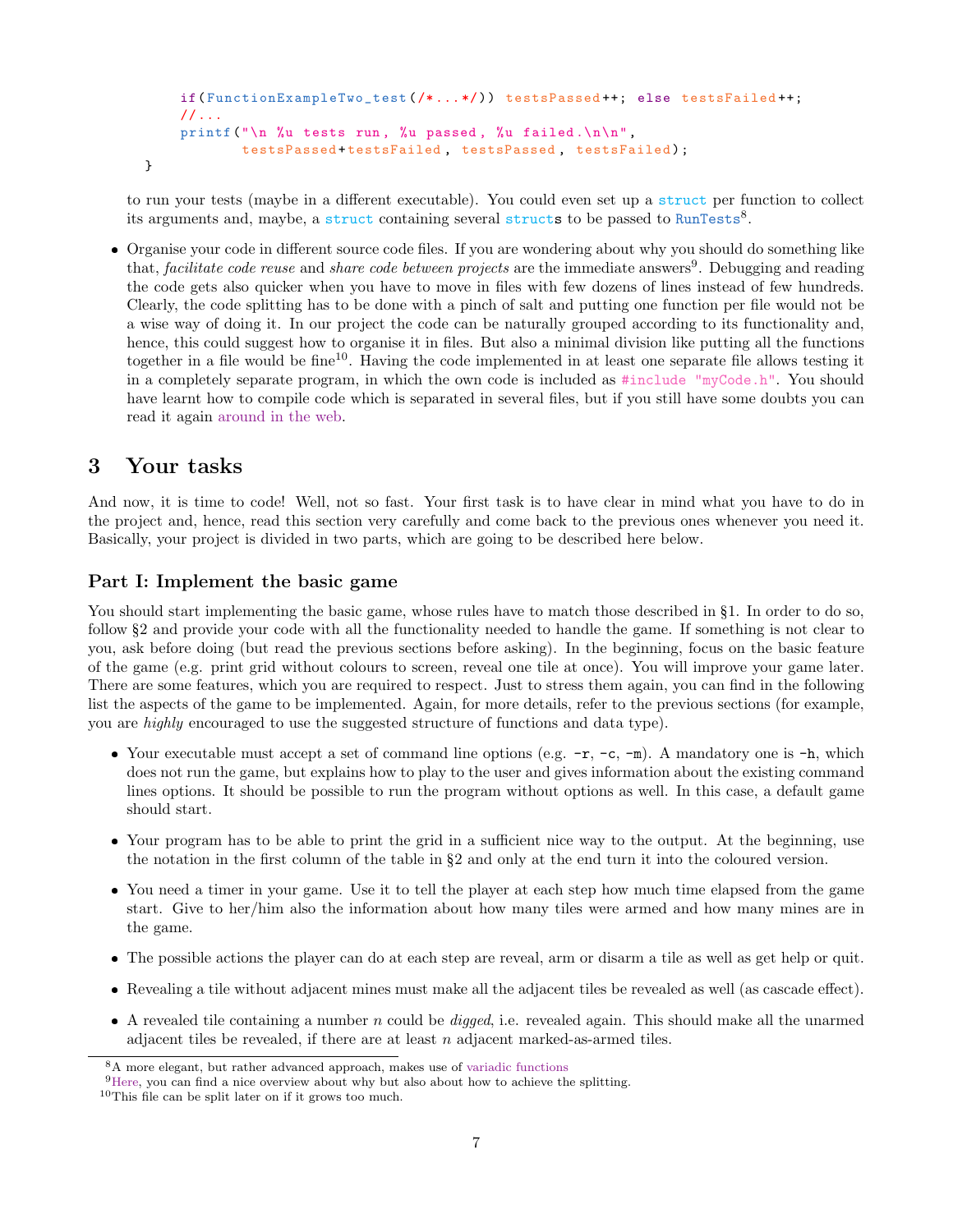```c
    if(FunctionExampleTwo_test(/*...*/)) testsPassed++; else testsFailed++;
    //...
    printf("\n %u tests run, %u passed, %u failed.\n\n",
           testsPassed+testsFailed, testsPassed, testsFailed);
}
```

to run your tests (maybe in a different executable). You could even set up a `struct` per function to collect its arguments and, maybe, a `struct` containing several `struct`s to be passed to `RunTests`[8].

- Organise your code in different source code files. If you are wondering about why you should do something like that, *facilitate code reuse* and *share code between projects* are the immediate answers[9]. Debugging and reading the code gets also quicker when you have to move in files with few dozens of lines instead of few hundreds. Clearly, the code splitting has to be done with a pinch of salt and putting one function per file would not be a wise way of doing it. In our project the code can be naturally grouped according to its functionality and, hence, this could suggest how to organise it in files. But also a minimal division like putting all the functions together in a file would be fine[10]. Having the code implemented in at least one separate file allows testing it in a completely separate program, in which the own code is included as `#include "myCode.h"`. You should have learnt how to compile code which is separated in several files, but if you still have some doubts you can read it again around in the web.

# 3 Your tasks

And now, it is time to code! Well, not so fast. Your first task is to have clear in mind what you have to do in the project and, hence, read this section very carefully and come back to the previous ones whenever you need it. Basically, your project is divided in two parts, which are going to be described here below.

## Part I: Implement the basic game

You should start implementing the basic game, whose rules have to match those described in §1. In order to do so, follow §2 and provide your code with all the functionality needed to handle the game. If something is not clear to you, ask before doing (but read the previous sections before asking). In the beginning, focus on the basic feature of the game (e.g. print grid without colours to screen, reveal one tile at once). You will improve your game later. There are some features, which you are required to respect. Just to stress them again, you can find in the following list the aspects of the game to be implemented. Again, for more details, refer to the previous sections (for example, you are *highly* encouraged to use the suggested structure of functions and data type).

- Your executable must accept a set of command line options (e.g. `-r`, `-c`, `-m`). A mandatory one is `-h`, which does not run the game, but explains how to play to the user and gives information about the existing command lines options. It should be possible to run the program without options as well. In this case, a default game should start.
- Your program has to be able to print the grid in a sufficient nice way to the output. At the beginning, use the notation in the first column of the table in §2 and only at the end turn it into the coloured version.
- You need a timer in your game. Use it to tell the player at each step how much time elapsed from the game start. Give to her/him also the information about how many tiles were armed and how many mines are in the game.
- The possible actions the player can do at each step are reveal, arm or disarm a tile as well as get help or quit.
- Revealing a tile without adjacent mines must make all the adjacent tiles be revealed as well (as cascade effect).
- A revealed tile containing a number $n$ could be *digged*, i.e. revealed again. This should make all the unarmed adjacent tiles be revealed, if there are at least $n$ adjacent marked-as-armed tiles.

[8] A more elegant, but rather advanced approach, makes use of variadic functions

[9] Here, you can find a nice overview about why but also about how to achieve the splitting.

[10] This file can be split later on if it grows too much.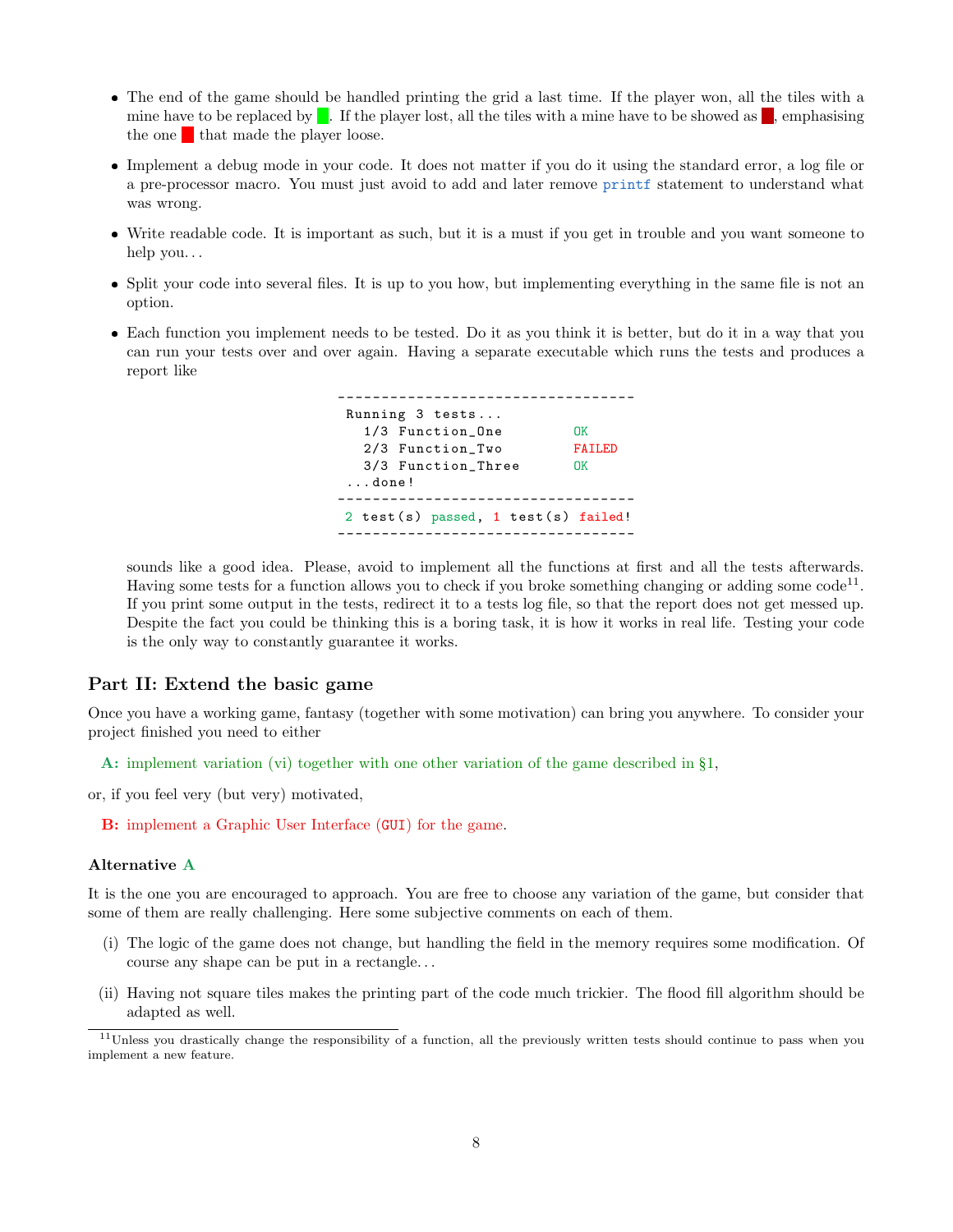- The end of the game should be handled printing the grid a last time. If the player won, all the tiles with a mine have to be replaced by ■. If the player lost, all the tiles with a mine have to be showed as ■, emphasising the one ■ that made the player loose.
- Implement a debug mode in your code. It does not matter if you do it using the standard error, a log file or a pre-processor macro. You must just avoid to add and later remove `printf` statement to understand what was wrong.
- Write readable code. It is important as such, but it is a must if you get in trouble and you want someone to help you...
- Split your code into several files. It is up to you how, but implementing everything in the same file is not an option.
- Each function you implement needs to be tested. Do it as you think it is better, but do it in a way that you can run your tests over and over again. Having a separate executable which runs the tests and produces a report like

```
----------------------------------
 Running 3 tests...
   1/3 Function_One        OK
   2/3 Function_Two        FAILED
   3/3 Function_Three      OK
 ...done!
----------------------------------
 2 test(s) passed, 1 test(s) failed!
----------------------------------
```

  sounds like a good idea. Please, avoid to implement all the functions at first and all the tests afterwards. Having some tests for a function allows you to check if you broke something changing or adding some code[11]. If you print some output in the tests, redirect it to a tests log file, so that the report does not get messed up. Despite the fact you could be thinking this is a boring task, it is how it works in real life. Testing your code is the only way to constantly guarantee it works.

## Part II: Extend the basic game

Once you have a working game, fantasy (together with some motivation) can bring you anywhere. To consider your project finished you need to either

**A:** implement variation (vi) together with one other variation of the game described in §1,

or, if you feel very (but very) motivated,

**B:** implement a Graphic User Interface (GUI) for the game.

### Alternative A

It is the one you are encouraged to approach. You are free to choose any variation of the game, but consider that some of them are really challenging. Here some subjective comments on each of them.

(i) The logic of the game does not change, but handling the field in the memory requires some modification. Of course any shape can be put in a rectangle...

(ii) Having not square tiles makes the printing part of the code much trickier. The flood fill algorithm should be adapted as well.

---

[11] Unless you drastically change the responsibility of a function, all the previously written tests should continue to pass when you implement a new feature.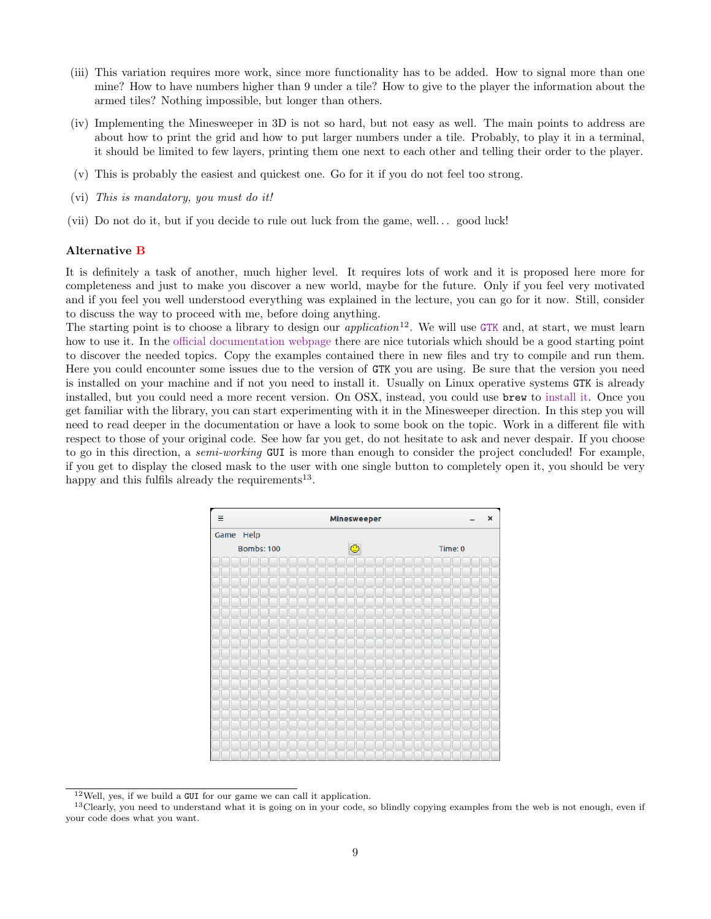(iii) This variation requires more work, since more functionality has to be added. How to signal more than one mine? How to have numbers higher than 9 under a tile? How to give to the player the information about the armed tiles? Nothing impossible, but longer than others.

(iv) Implementing the Minesweeper in 3D is not so hard, but not easy as well. The main points to address are about how to print the grid and how to put larger numbers under a tile. Probably, to play it in a terminal, it should be limited to few layers, printing them one next to each other and telling their order to the player.

(v) This is probably the easiest and quickest one. Go for it if you do not feel too strong.

(vi) *This is mandatory, you must do it!*

(vii) Do not do it, but if you decide to rule out luck from the game, well... good luck!

**Alternative B**

It is definitely a task of another, much higher level. It requires lots of work and it is proposed here more for completeness and just to make you discover a new world, maybe for the future. Only if you feel very motivated and if you feel you well understood everything was explained in the lecture, you can go for it now. Still, consider to discuss the way to proceed with me, before doing anything.
The starting point is to choose a library to design our *application*[12]. We will use `GTK` and, at start, we must learn how to use it. In the official documentation webpage there are nice tutorials which should be a good starting point to discover the needed topics. Copy the examples contained there in new files and try to compile and run them. Here you could encounter some issues due to the version of `GTK` you are using. Be sure that the version you need is installed on your machine and if not you need to install it. Usually on Linux operative systems `GTK` is already installed, but you could need a more recent version. On OSX, instead, you could use `brew` to install it. Once you get familiar with the library, you can start experimenting with it in the Minesweeper direction. In this step you will need to read deeper in the documentation or have a look to some book on the topic. Work in a different file with respect to those of your original code. See how far you get, do not hesitate to ask and never despair. If you choose to go in this direction, a *semi-working* `GUI` is more than enough to consider the project concluded! For example, if you get to display the closed mask to the user with one single button to completely open it, you should be very happy and this fulfils already the requirements[13].

Minesweeper

Game Help

Bombs: 100

Time: 0

[12] Well, yes, if we build a `GUI` for our game we can call it application.

[13] Clearly, you need to understand what it is going on in your code, so blindly copying examples from the web is not enough, even if your code does what you want.